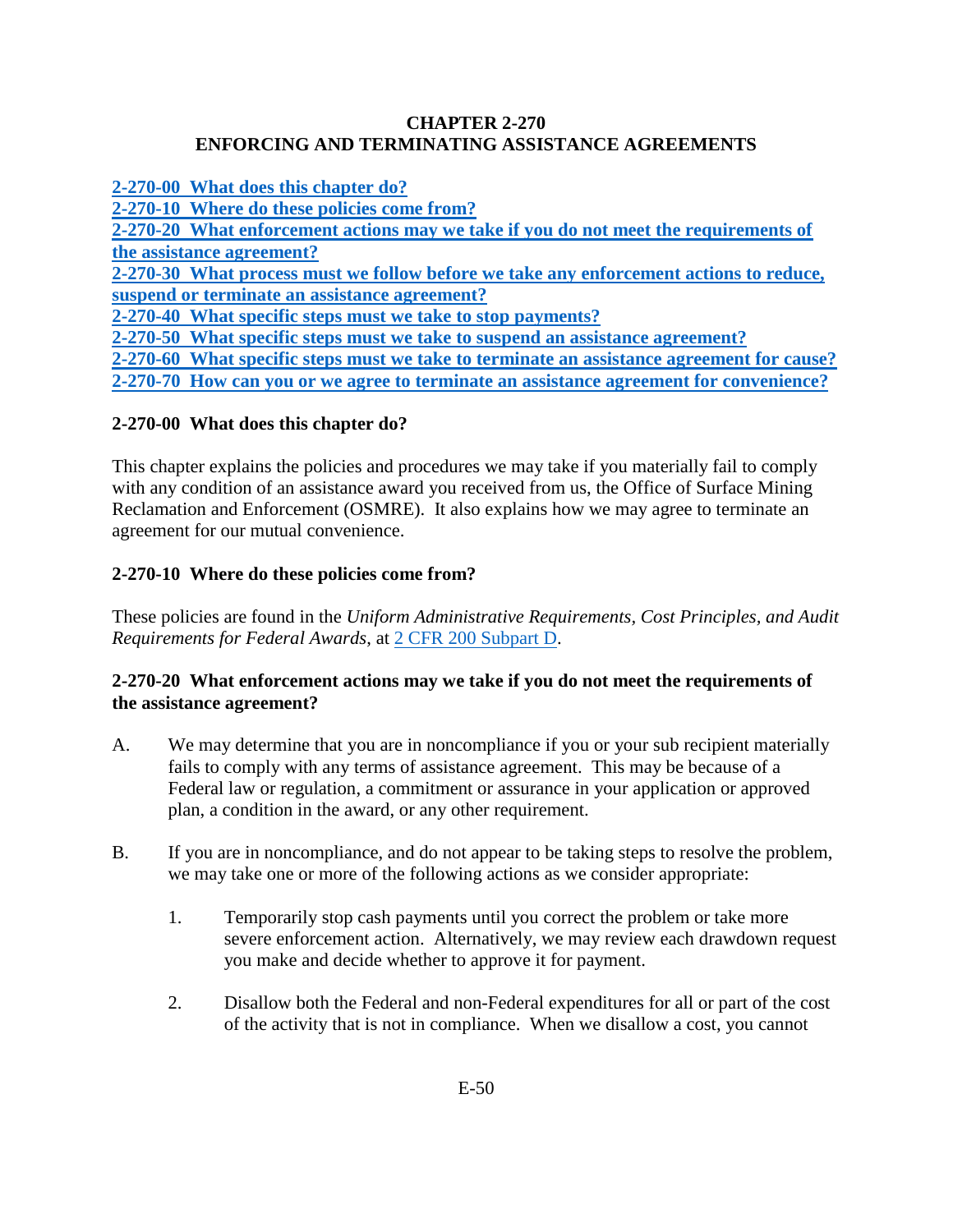# CHAPTER 2-270
# ENFORCING AND TERMINATING ASSISTANCE AGREEMENTS

**[2-270-00 What does this chapter do?](#)**
**[2-270-10 Where do these policies come from?](#)**
**[2-270-20 What enforcement actions may we take if you do not meet the requirements of the assistance agreement?](#)**
**[2-270-30 What process must we follow before we take any enforcement actions to reduce, suspend or terminate an assistance agreement?](#)**
**[2-270-40 What specific steps must we take to stop payments?](#)**
**[2-270-50 What specific steps must we take to suspend an assistance agreement?](#)**
**[2-270-60 What specific steps must we take to terminate an assistance agreement for cause?](#)**
**[2-270-70 How can you or we agree to terminate an assistance agreement for convenience?](#)**

## 2-270-00 What does this chapter do?

This chapter explains the policies and procedures we may take if you materially fail to comply with any condition of an assistance award you received from us, the Office of Surface Mining Reclamation and Enforcement (OSMRE). It also explains how we may agree to terminate an agreement for our mutual convenience.

## 2-270-10 Where do these policies come from?

These policies are found in the *Uniform Administrative Requirements, Cost Principles, and Audit Requirements for Federal Awards,* at [2 CFR 200 Subpart D](#).

## 2-270-20 What enforcement actions may we take if you do not meet the requirements of the assistance agreement?

A. We may determine that you are in noncompliance if you or your sub recipient materially fails to comply with any terms of assistance agreement. This may be because of a Federal law or regulation, a commitment or assurance in your application or approved plan, a condition in the award, or any other requirement.

B. If you are in noncompliance, and do not appear to be taking steps to resolve the problem, we may take one or more of the following actions as we consider appropriate:

1. Temporarily stop cash payments until you correct the problem or take more severe enforcement action. Alternatively, we may review each drawdown request you make and decide whether to approve it for payment.

2. Disallow both the Federal and non-Federal expenditures for all or part of the cost of the activity that is not in compliance. When we disallow a cost, you cannot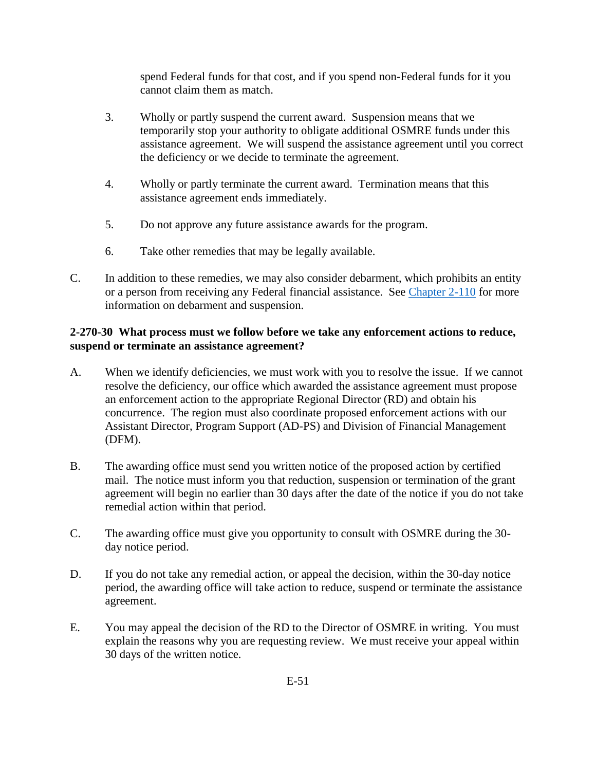spend Federal funds for that cost, and if you spend non-Federal funds for it you cannot claim them as match.

3. Wholly or partly suspend the current award. Suspension means that we temporarily stop your authority to obligate additional OSMRE funds under this assistance agreement. We will suspend the assistance agreement until you correct the deficiency or we decide to terminate the agreement.

4. Wholly or partly terminate the current award. Termination means that this assistance agreement ends immediately.

5. Do not approve any future assistance awards for the program.

6. Take other remedies that may be legally available.

C. In addition to these remedies, we may also consider debarment, which prohibits an entity or a person from receiving any Federal financial assistance. See Chapter 2-110 for more information on debarment and suspension.

**2-270-30 What process must we follow before we take any enforcement actions to reduce, suspend or terminate an assistance agreement?**

A. When we identify deficiencies, we must work with you to resolve the issue. If we cannot resolve the deficiency, our office which awarded the assistance agreement must propose an enforcement action to the appropriate Regional Director (RD) and obtain his concurrence. The region must also coordinate proposed enforcement actions with our Assistant Director, Program Support (AD-PS) and Division of Financial Management (DFM).

B. The awarding office must send you written notice of the proposed action by certified mail. The notice must inform you that reduction, suspension or termination of the grant agreement will begin no earlier than 30 days after the date of the notice if you do not take remedial action within that period.

C. The awarding office must give you opportunity to consult with OSMRE during the 30-day notice period.

D. If you do not take any remedial action, or appeal the decision, within the 30-day notice period, the awarding office will take action to reduce, suspend or terminate the assistance agreement.

E. You may appeal the decision of the RD to the Director of OSMRE in writing. You must explain the reasons why you are requesting review. We must receive your appeal within 30 days of the written notice.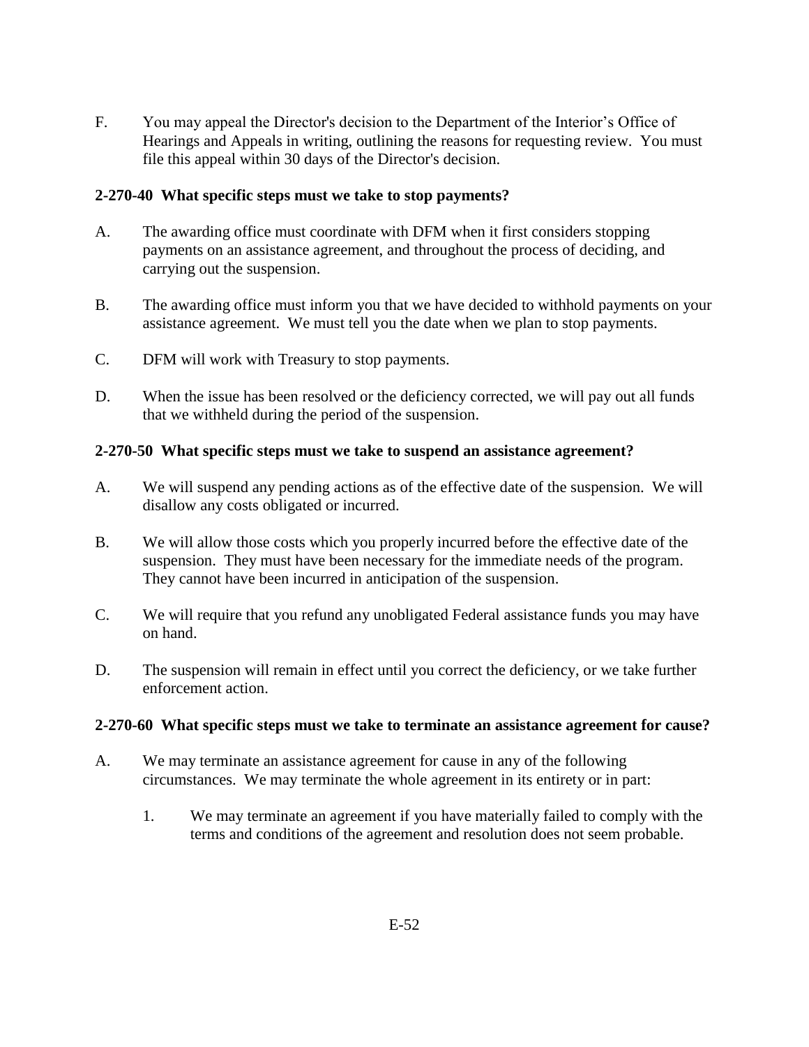F. You may appeal the Director's decision to the Department of the Interior’s Office of Hearings and Appeals in writing, outlining the reasons for requesting review. You must file this appeal within 30 days of the Director's decision.

### 2-270-40 What specific steps must we take to stop payments?

A. The awarding office must coordinate with DFM when it first considers stopping payments on an assistance agreement, and throughout the process of deciding, and carrying out the suspension.

B. The awarding office must inform you that we have decided to withhold payments on your assistance agreement. We must tell you the date when we plan to stop payments.

C. DFM will work with Treasury to stop payments.

D. When the issue has been resolved or the deficiency corrected, we will pay out all funds that we withheld during the period of the suspension.

### 2-270-50 What specific steps must we take to suspend an assistance agreement?

A. We will suspend any pending actions as of the effective date of the suspension. We will disallow any costs obligated or incurred.

B. We will allow those costs which you properly incurred before the effective date of the suspension. They must have been necessary for the immediate needs of the program. They cannot have been incurred in anticipation of the suspension.

C. We will require that you refund any unobligated Federal assistance funds you may have on hand.

D. The suspension will remain in effect until you correct the deficiency, or we take further enforcement action.

### 2-270-60 What specific steps must we take to terminate an assistance agreement for cause?

A. We may terminate an assistance agreement for cause in any of the following circumstances. We may terminate the whole agreement in its entirety or in part:

   1. We may terminate an agreement if you have materially failed to comply with the terms and conditions of the agreement and resolution does not seem probable.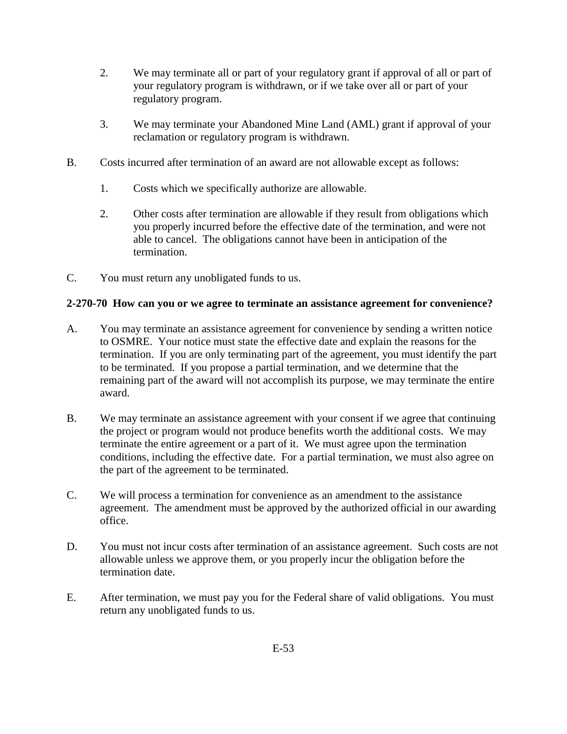2. We may terminate all or part of your regulatory grant if approval of all or part of your regulatory program is withdrawn, or if we take over all or part of your regulatory program.

3. We may terminate your Abandoned Mine Land (AML) grant if approval of your reclamation or regulatory program is withdrawn.

B. Costs incurred after termination of an award are not allowable except as follows:

   1. Costs which we specifically authorize are allowable.

   2. Other costs after termination are allowable if they result from obligations which you properly incurred before the effective date of the termination, and were not able to cancel. The obligations cannot have been in anticipation of the termination.

C. You must return any unobligated funds to us.

**2-270-70 How can you or we agree to terminate an assistance agreement for convenience?**

A. You may terminate an assistance agreement for convenience by sending a written notice to OSMRE. Your notice must state the effective date and explain the reasons for the termination. If you are only terminating part of the agreement, you must identify the part to be terminated. If you propose a partial termination, and we determine that the remaining part of the award will not accomplish its purpose, we may terminate the entire award.

B. We may terminate an assistance agreement with your consent if we agree that continuing the project or program would not produce benefits worth the additional costs. We may terminate the entire agreement or a part of it. We must agree upon the termination conditions, including the effective date. For a partial termination, we must also agree on the part of the agreement to be terminated.

C. We will process a termination for convenience as an amendment to the assistance agreement. The amendment must be approved by the authorized official in our awarding office.

D. You must not incur costs after termination of an assistance agreement. Such costs are not allowable unless we approve them, or you properly incur the obligation before the termination date.

E. After termination, we must pay you for the Federal share of valid obligations. You must return any unobligated funds to us.